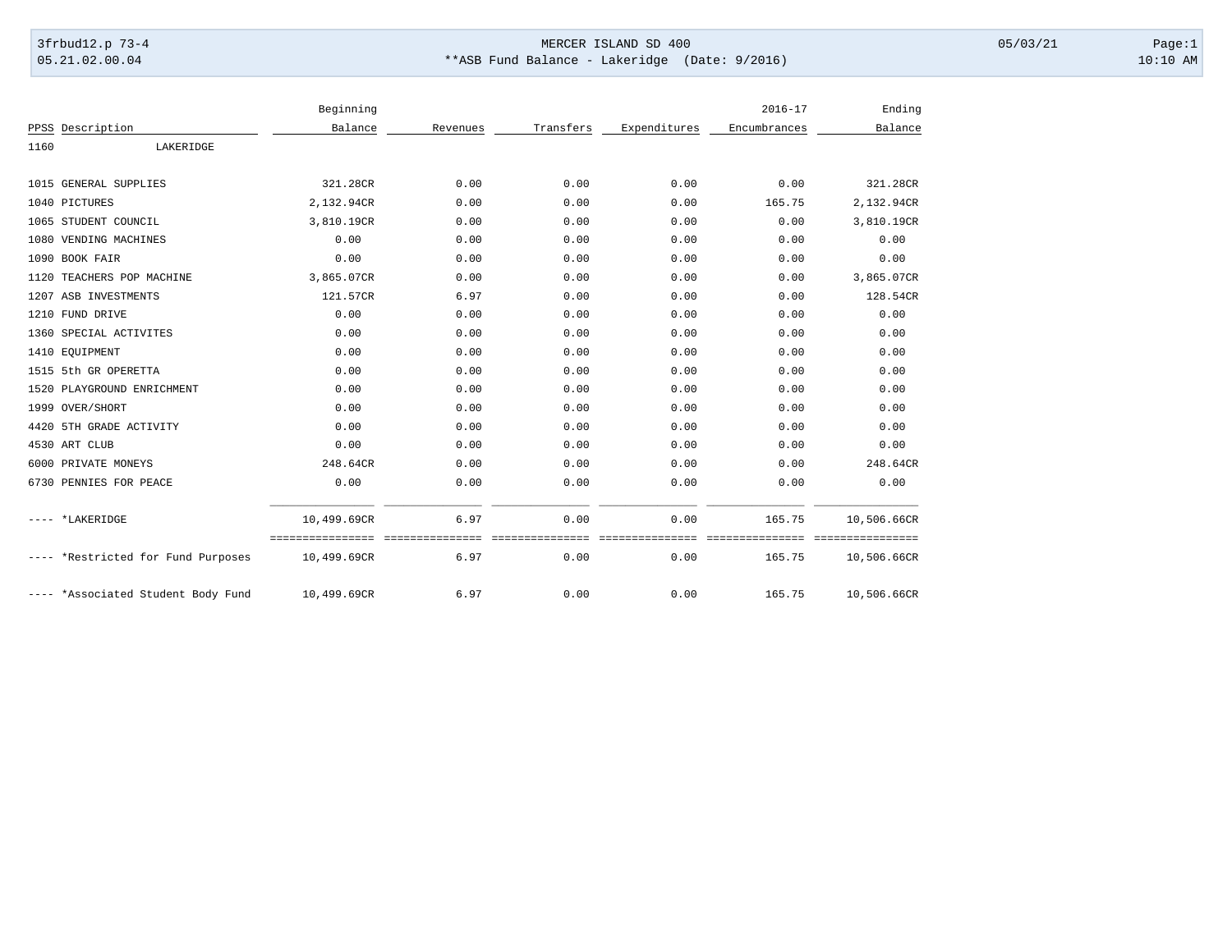MERCER ISLAND SD 400

**ASB Fund Balance - Lakeridge (Date: 9/2016)

| PPSS | Description | Beginning Balance | Revenues | Transfers | Expenditures | 2016-17 Encumbrances | Ending Balance |
|---|---|---|---|---|---|---|---|
| 1160 | LAKERIDGE | | | | | | |
| 1015 | GENERAL SUPPLIES | 321.28CR | 0.00 | 0.00 | 0.00 | 0.00 | 321.28CR |
| 1040 | PICTURES | 2,132.94CR | 0.00 | 0.00 | 0.00 | 165.75 | 2,132.94CR |
| 1065 | STUDENT COUNCIL | 3,810.19CR | 0.00 | 0.00 | 0.00 | 0.00 | 3,810.19CR |
| 1080 | VENDING MACHINES | 0.00 | 0.00 | 0.00 | 0.00 | 0.00 | 0.00 |
| 1090 | BOOK FAIR | 0.00 | 0.00 | 0.00 | 0.00 | 0.00 | 0.00 |
| 1120 | TEACHERS POP MACHINE | 3,865.07CR | 0.00 | 0.00 | 0.00 | 0.00 | 3,865.07CR |
| 1207 | ASB INVESTMENTS | 121.57CR | 6.97 | 0.00 | 0.00 | 0.00 | 128.54CR |
| 1210 | FUND DRIVE | 0.00 | 0.00 | 0.00 | 0.00 | 0.00 | 0.00 |
| 1360 | SPECIAL ACTIVITES | 0.00 | 0.00 | 0.00 | 0.00 | 0.00 | 0.00 |
| 1410 | EQUIPMENT | 0.00 | 0.00 | 0.00 | 0.00 | 0.00 | 0.00 |
| 1515 | 5th GR OPERETTA | 0.00 | 0.00 | 0.00 | 0.00 | 0.00 | 0.00 |
| 1520 | PLAYGROUND ENRICHMENT | 0.00 | 0.00 | 0.00 | 0.00 | 0.00 | 0.00 |
| 1999 | OVER/SHORT | 0.00 | 0.00 | 0.00 | 0.00 | 0.00 | 0.00 |
| 4420 | 5TH GRADE ACTIVITY | 0.00 | 0.00 | 0.00 | 0.00 | 0.00 | 0.00 |
| 4530 | ART CLUB | 0.00 | 0.00 | 0.00 | 0.00 | 0.00 | 0.00 |
| 6000 | PRIVATE MONEYS | 248.64CR | 0.00 | 0.00 | 0.00 | 0.00 | 248.64CR |
| 6730 | PENNIES FOR PEACE | 0.00 | 0.00 | 0.00 | 0.00 | 0.00 | 0.00 |
| ---- | *LAKERIDGE | 10,499.69CR | 6.97 | 0.00 | 0.00 | 165.75 | 10,506.66CR |
| ---- | *Restricted for Fund Purposes | 10,499.69CR | 6.97 | 0.00 | 0.00 | 165.75 | 10,506.66CR |
| ---- | *Associated Student Body Fund | 10,499.69CR | 6.97 | 0.00 | 0.00 | 165.75 | 10,506.66CR |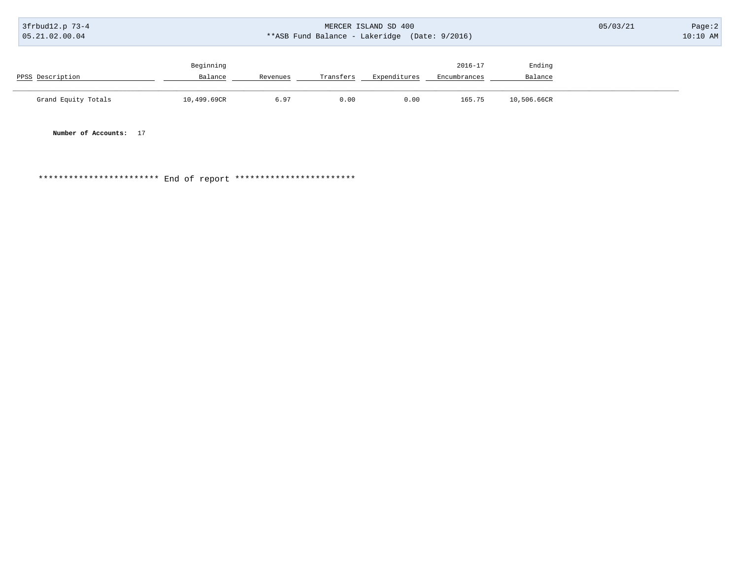| PPSS | Description | Beginning Balance | Revenues | Transfers | Expenditures | 2016-17 Encumbrances | Ending Balance |
| --- | --- | --- | --- | --- | --- | --- | --- |
| | Grand Equity Totals | 10,499.69CR | 6.97 | 0.00 | 0.00 | 165.75 | 10,506.66CR |

**Number of Accounts:** 17

************************ End of report ************************